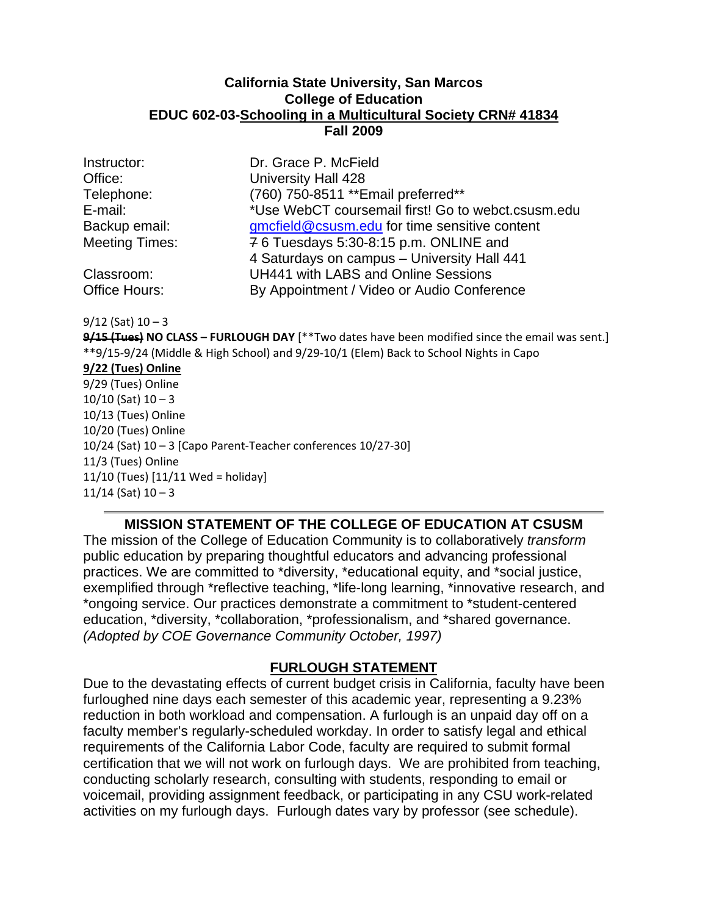**California State University, San Marcos**
**College of Education**
**EDUC 602-03-Schooling in a Multicultural Society CRN# 41834**
**Fall 2009**

| | |
|---|---|
| Instructor: | Dr. Grace P. McField |
| Office: | University Hall 428 |
| Telephone: | (760) 750-8511 **Email preferred** |
| E-mail: | *Use WebCT coursemail first! Go to webct.csusm.edu |
| Backup email: | gmcfield@csusm.edu for time sensitive content |
| Meeting Times: | ~~7~~ 6 Tuesdays 5:30-8:15 p.m. ONLINE and 4 Saturdays on campus – University Hall 441 |
| Classroom: | UH441 with LABS and Online Sessions |
| Office Hours: | By Appointment / Video or Audio Conference |

9/12 (Sat) 10 – 3
**~~9/15 (Tues)~~ NO CLASS – FURLOUGH DAY** [**Two dates have been modified since the email was sent.]
**9/15-9/24 (Middle & High School) and 9/29-10/1 (Elem) Back to School Nights in Capo
**9/22 (Tues) Online**
9/29 (Tues) Online
10/10 (Sat) 10 – 3
10/13 (Tues) Online
10/20 (Tues) Online
10/24 (Sat) 10 – 3 [Capo Parent-Teacher conferences 10/27-30]
11/3 (Tues) Online
11/10 (Tues) [11/11 Wed = holiday]
11/14 (Sat) 10 – 3

---

## MISSION STATEMENT OF THE COLLEGE OF EDUCATION AT CSUSM

The mission of the College of Education Community is to collaboratively *transform* public education by preparing thoughtful educators and advancing professional practices. We are committed to *diversity, *educational equity, and *social justice, exemplified through *reflective teaching, *life-long learning, *innovative research, and *ongoing service. Our practices demonstrate a commitment to *student-centered education, *diversity, *collaboration, *professionalism, and *shared governance. *(Adopted by COE Governance Community October, 1997)*

## FURLOUGH STATEMENT

Due to the devastating effects of current budget crisis in California, faculty have been furloughed nine days each semester of this academic year, representing a 9.23% reduction in both workload and compensation. A furlough is an unpaid day off on a faculty member's regularly-scheduled workday. In order to satisfy legal and ethical requirements of the California Labor Code, faculty are required to submit formal certification that we will not work on furlough days. We are prohibited from teaching, conducting scholarly research, consulting with students, responding to email or voicemail, providing assignment feedback, or participating in any CSU work-related activities on my furlough days. Furlough dates vary by professor (see schedule).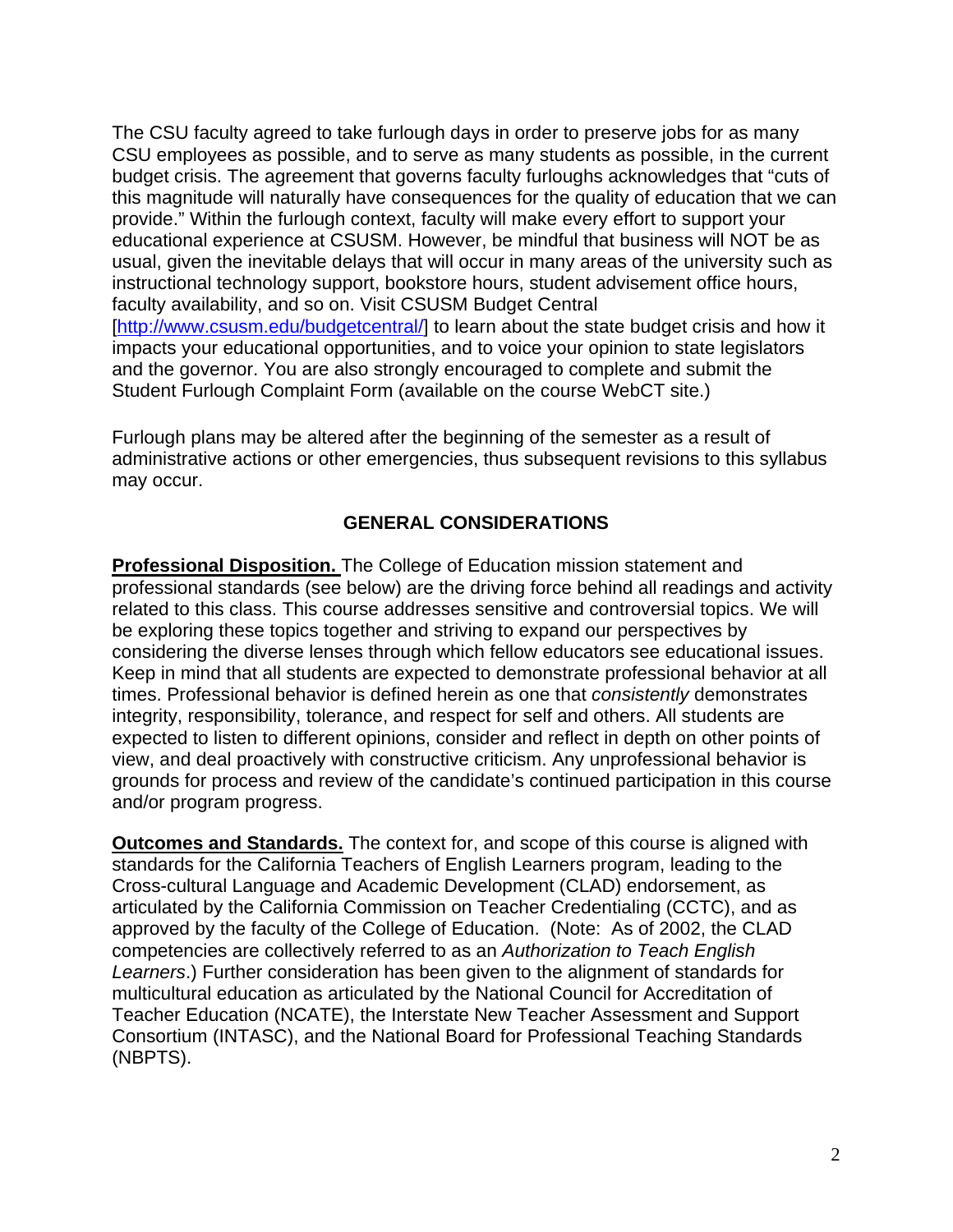The CSU faculty agreed to take furlough days in order to preserve jobs for as many CSU employees as possible, and to serve as many students as possible, in the current budget crisis. The agreement that governs faculty furloughs acknowledges that "cuts of this magnitude will naturally have consequences for the quality of education that we can provide." Within the furlough context, faculty will make every effort to support your educational experience at CSUSM. However, be mindful that business will NOT be as usual, given the inevitable delays that will occur in many areas of the university such as instructional technology support, bookstore hours, student advisement office hours, faculty availability, and so on. Visit CSUSM Budget Central [http://www.csusm.edu/budgetcentral/] to learn about the state budget crisis and how it impacts your educational opportunities, and to voice your opinion to state legislators and the governor. You are also strongly encouraged to complete and submit the Student Furlough Complaint Form (available on the course WebCT site.)

Furlough plans may be altered after the beginning of the semester as a result of administrative actions or other emergencies, thus subsequent revisions to this syllabus may occur.

## GENERAL CONSIDERATIONS

**Professional Disposition.** The College of Education mission statement and professional standards (see below) are the driving force behind all readings and activity related to this class. This course addresses sensitive and controversial topics. We will be exploring these topics together and striving to expand our perspectives by considering the diverse lenses through which fellow educators see educational issues. Keep in mind that all students are expected to demonstrate professional behavior at all times. Professional behavior is defined herein as one that *consistently* demonstrates integrity, responsibility, tolerance, and respect for self and others. All students are expected to listen to different opinions, consider and reflect in depth on other points of view, and deal proactively with constructive criticism. Any unprofessional behavior is grounds for process and review of the candidate's continued participation in this course and/or program progress.

**Outcomes and Standards.** The context for, and scope of this course is aligned with standards for the California Teachers of English Learners program, leading to the Cross-cultural Language and Academic Development (CLAD) endorsement, as articulated by the California Commission on Teacher Credentialing (CCTC), and as approved by the faculty of the College of Education. (Note: As of 2002, the CLAD competencies are collectively referred to as an *Authorization to Teach English Learners*.) Further consideration has been given to the alignment of standards for multicultural education as articulated by the National Council for Accreditation of Teacher Education (NCATE), the Interstate New Teacher Assessment and Support Consortium (INTASC), and the National Board for Professional Teaching Standards (NBPTS).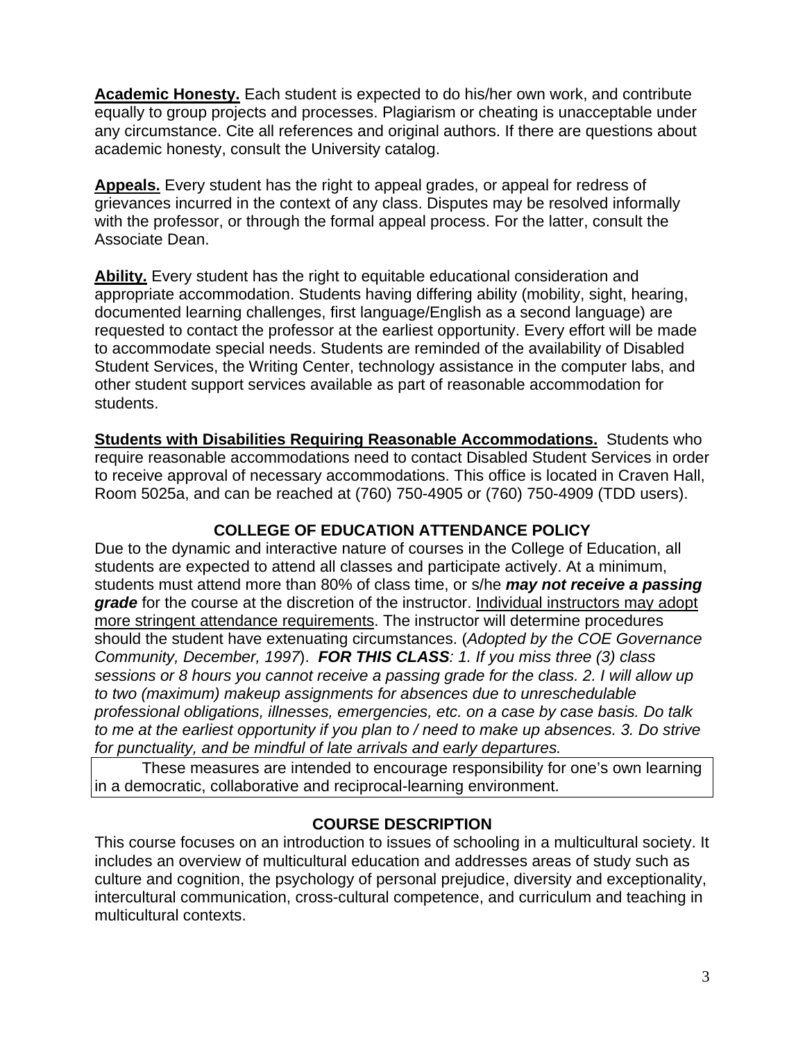**<u>Academic Honesty.</u>** Each student is expected to do his/her own work, and contribute equally to group projects and processes. Plagiarism or cheating is unacceptable under any circumstance. Cite all references and original authors. If there are questions about academic honesty, consult the University catalog.

**<u>Appeals.</u>** Every student has the right to appeal grades, or appeal for redress of grievances incurred in the context of any class. Disputes may be resolved informally with the professor, or through the formal appeal process. For the latter, consult the Associate Dean.

**<u>Ability.</u>** Every student has the right to equitable educational consideration and appropriate accommodation. Students having differing ability (mobility, sight, hearing, documented learning challenges, first language/English as a second language) are requested to contact the professor at the earliest opportunity. Every effort will be made to accommodate special needs. Students are reminded of the availability of Disabled Student Services, the Writing Center, technology assistance in the computer labs, and other student support services available as part of reasonable accommodation for students.

**<u>Students with Disabilities Requiring Reasonable Accommodations.</u>** Students who require reasonable accommodations need to contact Disabled Student Services in order to receive approval of necessary accommodations. This office is located in Craven Hall, Room 5025a, and can be reached at (760) 750-4905 or (760) 750-4909 (TDD users).

## COLLEGE OF EDUCATION ATTENDANCE POLICY

Due to the dynamic and interactive nature of courses in the College of Education, all students are expected to attend all classes and participate actively. At a minimum, students must attend more than 80% of class time, or s/he ***may not receive a passing grade*** for the course at the discretion of the instructor. <u>Individual instructors may adopt more stringent attendance requirements</u>. The instructor will determine procedures should the student have extenuating circumstances. (*Adopted by the COE Governance Community, December, 1997*). ***FOR THIS CLASS****: 1. If you miss three (3) class sessions or 8 hours you cannot receive a passing grade for the class. 2. I will allow up to two (maximum) makeup assignments for absences due to unreschedulable professional obligations, illnesses, emergencies, etc. on a case by case basis. Do talk to me at the earliest opportunity if you plan to / need to make up absences. 3. Do strive for punctuality, and be mindful of late arrivals and early departures.*

These measures are intended to encourage responsibility for one's own learning in a democratic, collaborative and reciprocal-learning environment.

## COURSE DESCRIPTION

This course focuses on an introduction to issues of schooling in a multicultural society. It includes an overview of multicultural education and addresses areas of study such as culture and cognition, the psychology of personal prejudice, diversity and exceptionality, intercultural communication, cross-cultural competence, and curriculum and teaching in multicultural contexts.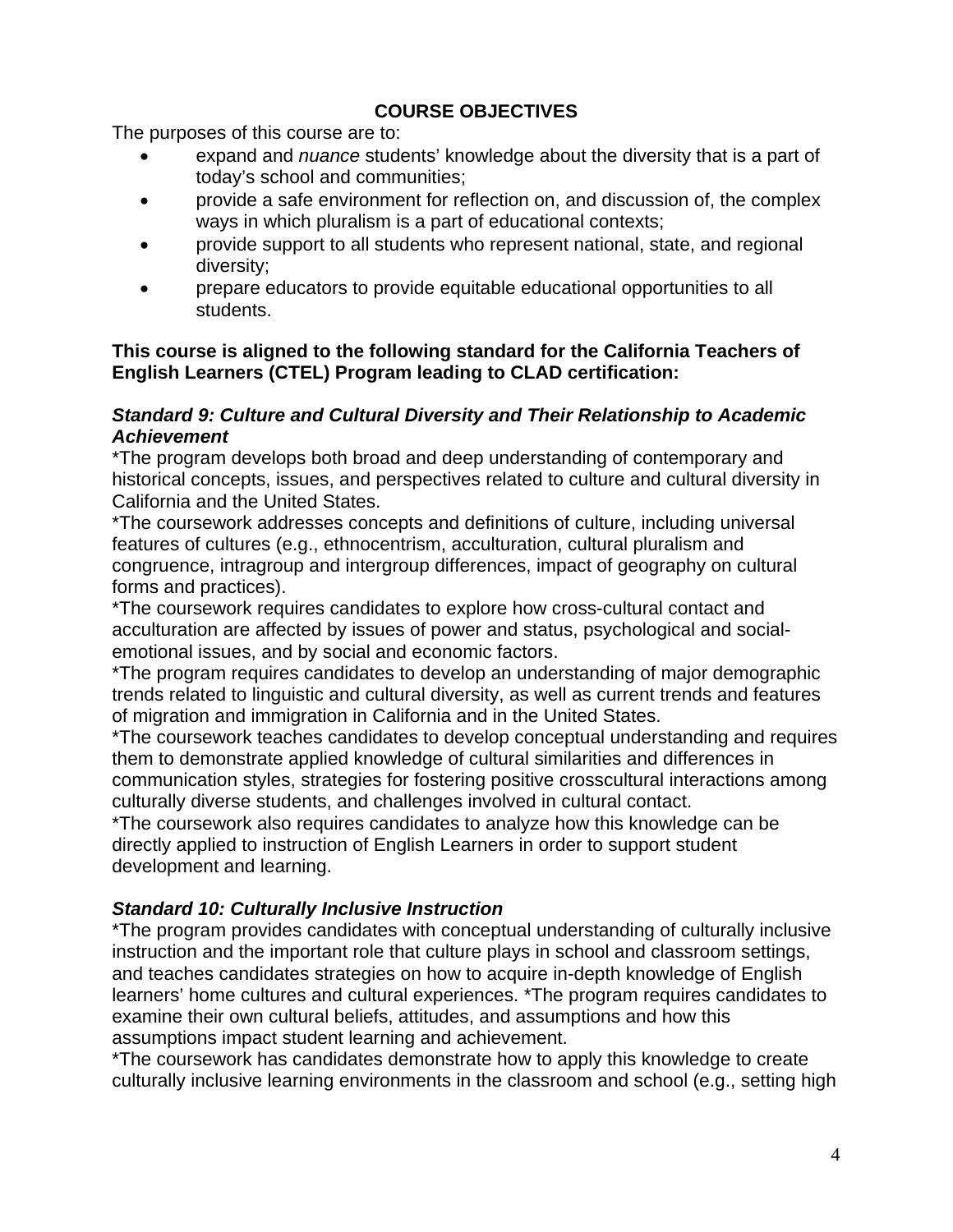## COURSE OBJECTIVES

The purposes of this course are to:

- expand and *nuance* students' knowledge about the diversity that is a part of today's school and communities;
- provide a safe environment for reflection on, and discussion of, the complex ways in which pluralism is a part of educational contexts;
- provide support to all students who represent national, state, and regional diversity;
- prepare educators to provide equitable educational opportunities to all students.

**This course is aligned to the following standard for the California Teachers of English Learners (CTEL) Program leading to CLAD certification:**

***Standard 9: Culture and Cultural Diversity and Their Relationship to Academic Achievement***

*The program develops both broad and deep understanding of contemporary and historical concepts, issues, and perspectives related to culture and cultural diversity in California and the United States.

*The coursework addresses concepts and definitions of culture, including universal features of cultures (e.g., ethnocentrism, acculturation, cultural pluralism and congruence, intragroup and intergroup differences, impact of geography on cultural forms and practices).

*The coursework requires candidates to explore how cross-cultural contact and acculturation are affected by issues of power and status, psychological and social-emotional issues, and by social and economic factors.

*The program requires candidates to develop an understanding of major demographic trends related to linguistic and cultural diversity, as well as current trends and features of migration and immigration in California and in the United States.

*The coursework teaches candidates to develop conceptual understanding and requires them to demonstrate applied knowledge of cultural similarities and differences in communication styles, strategies for fostering positive crosscultural interactions among culturally diverse students, and challenges involved in cultural contact.

*The coursework also requires candidates to analyze how this knowledge can be directly applied to instruction of English Learners in order to support student development and learning.

***Standard 10: Culturally Inclusive Instruction***

*The program provides candidates with conceptual understanding of culturally inclusive instruction and the important role that culture plays in school and classroom settings, and teaches candidates strategies on how to acquire in-depth knowledge of English learners' home cultures and cultural experiences. *The program requires candidates to examine their own cultural beliefs, attitudes, and assumptions and how this assumptions impact student learning and achievement.

*The coursework has candidates demonstrate how to apply this knowledge to create culturally inclusive learning environments in the classroom and school (e.g., setting high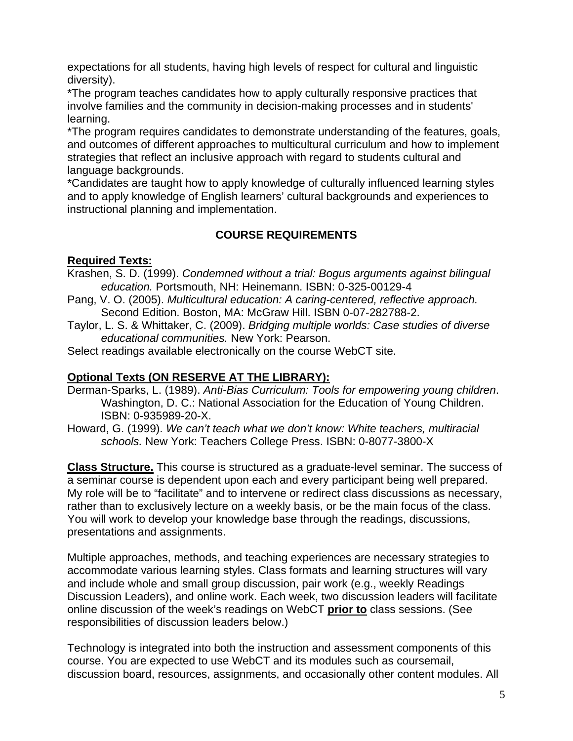expectations for all students, having high levels of respect for cultural and linguistic diversity).

*The program teaches candidates how to apply culturally responsive practices that involve families and the community in decision-making processes and in students' learning.

*The program requires candidates to demonstrate understanding of the features, goals, and outcomes of different approaches to multicultural curriculum and how to implement strategies that reflect an inclusive approach with regard to students cultural and language backgrounds.

*Candidates are taught how to apply knowledge of culturally influenced learning styles and to apply knowledge of English learners' cultural backgrounds and experiences to instructional planning and implementation.

## COURSE REQUIREMENTS

**Required Texts:**

Krashen, S. D. (1999). *Condemned without a trial: Bogus arguments against bilingual education.* Portsmouth, NH: Heinemann. ISBN: 0-325-00129-4

Pang, V. O. (2005). *Multicultural education: A caring-centered, reflective approach.* Second Edition. Boston, MA: McGraw Hill. ISBN 0-07-282788-2.

Taylor, L. S. & Whittaker, C. (2009). *Bridging multiple worlds: Case studies of diverse educational communities.* New York: Pearson.

Select readings available electronically on the course WebCT site.

**Optional Texts (ON RESERVE AT THE LIBRARY):**

Derman-Sparks, L. (1989). *Anti-Bias Curriculum: Tools for empowering young children*. Washington, D. C.: National Association for the Education of Young Children. ISBN: 0-935989-20-X.

Howard, G. (1999). *We can't teach what we don't know: White teachers, multiracial schools.* New York: Teachers College Press. ISBN: 0-8077-3800-X

**Class Structure.** This course is structured as a graduate-level seminar. The success of a seminar course is dependent upon each and every participant being well prepared. My role will be to "facilitate" and to intervene or redirect class discussions as necessary, rather than to exclusively lecture on a weekly basis, or be the main focus of the class. You will work to develop your knowledge base through the readings, discussions, presentations and assignments.

Multiple approaches, methods, and teaching experiences are necessary strategies to accommodate various learning styles. Class formats and learning structures will vary and include whole and small group discussion, pair work (e.g., weekly Readings Discussion Leaders), and online work. Each week, two discussion leaders will facilitate online discussion of the week's readings on WebCT **prior to** class sessions. (See responsibilities of discussion leaders below.)

Technology is integrated into both the instruction and assessment components of this course. You are expected to use WebCT and its modules such as coursemail, discussion board, resources, assignments, and occasionally other content modules. All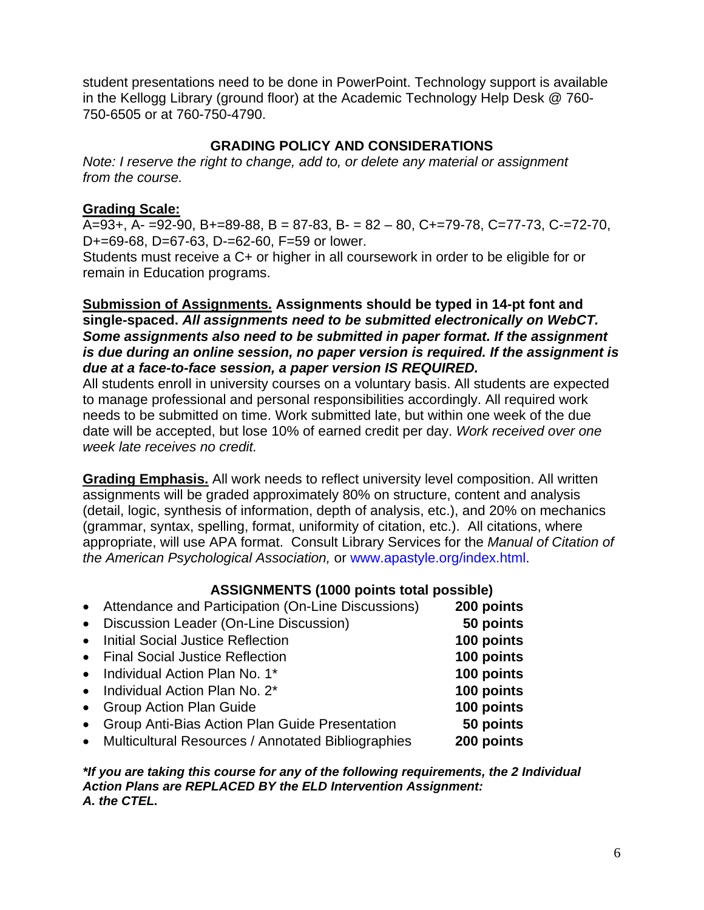student presentations need to be done in PowerPoint. Technology support is available in the Kellogg Library (ground floor) at the Academic Technology Help Desk @ 760-750-6505 or at 760-750-4790.

## GRADING POLICY AND CONSIDERATIONS

*Note: I reserve the right to change, add to, or delete any material or assignment from the course.*

**Grading Scale:**

A=93+, A- =92-90, B+=89-88, B = 87-83, B- = 82 – 80, C+=79-78, C=77-73, C-=72-70, D+=69-68, D=67-63, D-=62-60, F=59 or lower.

Students must receive a C+ or higher in all coursework in order to be eligible for or remain in Education programs.

**Submission of Assignments. Assignments should be typed in 14-pt font and single-spaced. *All assignments need to be submitted electronically on WebCT. Some assignments also need to be submitted in paper format. If the assignment is due during an online session, no paper version is required. If the assignment is due at a face-to-face session, a paper version IS REQUIRED.***

All students enroll in university courses on a voluntary basis. All students are expected to manage professional and personal responsibilities accordingly. All required work needs to be submitted on time. Work submitted late, but within one week of the due date will be accepted, but lose 10% of earned credit per day. *Work received over one week late receives no credit.*

**Grading Emphasis.** All work needs to reflect university level composition. All written assignments will be graded approximately 80% on structure, content and analysis (detail, logic, synthesis of information, depth of analysis, etc.), and 20% on mechanics (grammar, syntax, spelling, format, uniformity of citation, etc.). All citations, where appropriate, will use APA format. Consult Library Services for the *Manual of Citation of the American Psychological Association,* or www.apastyle.org/index.html.

## ASSIGNMENTS (1000 points total possible)

- Attendance and Participation (On-Line Discussions) — **200 points**
- Discussion Leader (On-Line Discussion) — **50 points**
- Initial Social Justice Reflection — **100 points**
- Final Social Justice Reflection — **100 points**
- Individual Action Plan No. 1* — **100 points**
- Individual Action Plan No. 2* — **100 points**
- Group Action Plan Guide — **100 points**
- Group Anti-Bias Action Plan Guide Presentation — **50 points**
- Multicultural Resources / Annotated Bibliographies — **200 points**

***If you are taking this course for any of the following requirements, the 2 Individual Action Plans are REPLACED BY the ELD Intervention Assignment:***
***A. the CTEL.***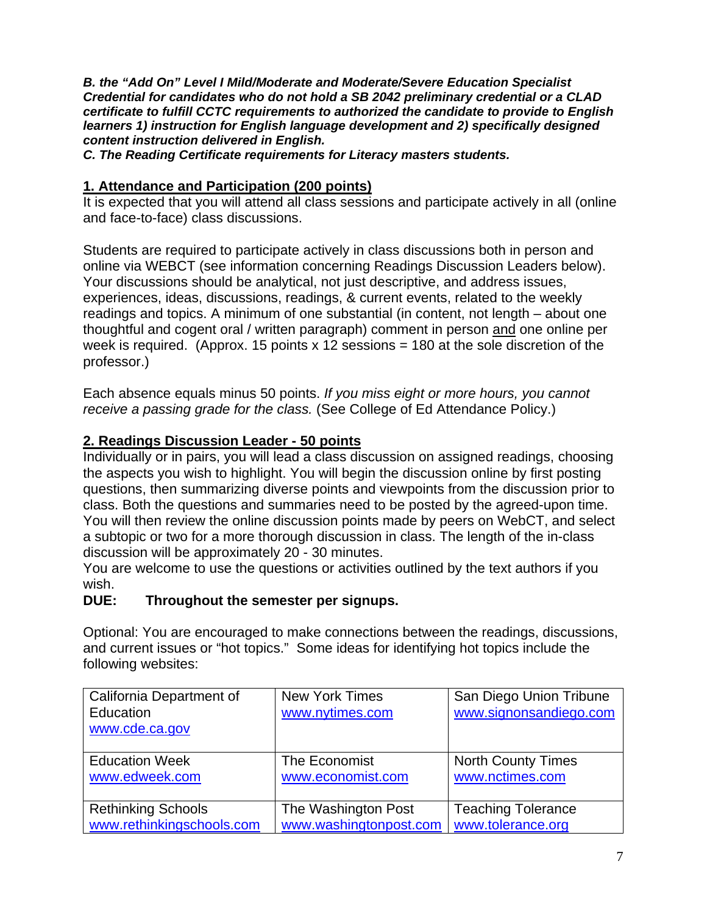***B. the "Add On" Level I Mild/Moderate and Moderate/Severe Education Specialist Credential for candidates who do not hold a SB 2042 preliminary credential or a CLAD certificate to fulfill CCTC requirements to authorized the candidate to provide to English learners 1) instruction for English language development and 2) specifically designed content instruction delivered in English.***

***C. The Reading Certificate requirements for Literacy masters students.***

## 1. Attendance and Participation (200 points)

It is expected that you will attend all class sessions and participate actively in all (online and face-to-face) class discussions.

Students are required to participate actively in class discussions both in person and online via WEBCT (see information concerning Readings Discussion Leaders below). Your discussions should be analytical, not just descriptive, and address issues, experiences, ideas, discussions, readings, & current events, related to the weekly readings and topics. A minimum of one substantial (in content, not length – about one thoughtful and cogent oral / written paragraph) comment in person and one online per week is required. (Approx. 15 points x 12 sessions = 180 at the sole discretion of the professor.)

Each absence equals minus 50 points. *If you miss eight or more hours, you cannot receive a passing grade for the class.* (See College of Ed Attendance Policy.)

## 2. Readings Discussion Leader - 50 points

Individually or in pairs, you will lead a class discussion on assigned readings, choosing the aspects you wish to highlight. You will begin the discussion online by first posting questions, then summarizing diverse points and viewpoints from the discussion prior to class. Both the questions and summaries need to be posted by the agreed-upon time. You will then review the online discussion points made by peers on WebCT, and select a subtopic or two for a more thorough discussion in class. The length of the in-class discussion will be approximately 20 - 30 minutes.

You are welcome to use the questions or activities outlined by the text authors if you wish.

**DUE: Throughout the semester per signups.**

Optional: You are encouraged to make connections between the readings, discussions, and current issues or "hot topics." Some ideas for identifying hot topics include the following websites:

| | | |
|---|---|---|
| California Department of Education www.cde.ca.gov | New York Times www.nytimes.com | San Diego Union Tribune www.signonsandiego.com |
| Education Week www.edweek.com | The Economist www.economist.com | North County Times www.nctimes.com |
| Rethinking Schools www.rethinkingschools.com | The Washington Post www.washingtonpost.com | Teaching Tolerance www.tolerance.org |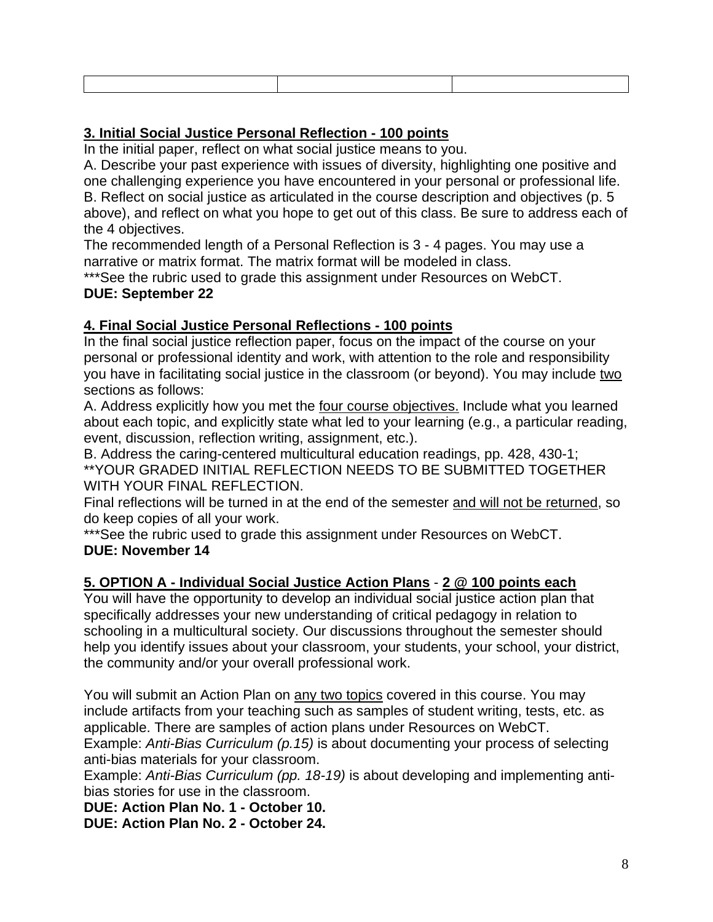| | | |
|---|---|---|

**3. Initial Social Justice Personal Reflection - 100 points**

In the initial paper, reflect on what social justice means to you.

A. Describe your past experience with issues of diversity, highlighting one positive and one challenging experience you have encountered in your personal or professional life.

B. Reflect on social justice as articulated in the course description and objectives (p. 5 above), and reflect on what you hope to get out of this class. Be sure to address each of the 4 objectives.

The recommended length of a Personal Reflection is 3 - 4 pages. You may use a narrative or matrix format. The matrix format will be modeled in class.

***See the rubric used to grade this assignment under Resources on WebCT.

**DUE: September 22**

**4. Final Social Justice Personal Reflections - 100 points**

In the final social justice reflection paper, focus on the impact of the course on your personal or professional identity and work, with attention to the role and responsibility you have in facilitating social justice in the classroom (or beyond). You may include two sections as follows:

A. Address explicitly how you met the four course objectives. Include what you learned about each topic, and explicitly state what led to your learning (e.g., a particular reading, event, discussion, reflection writing, assignment, etc.).

B. Address the caring-centered multicultural education readings, pp. 428, 430-1;

**YOUR GRADED INITIAL REFLECTION NEEDS TO BE SUBMITTED TOGETHER WITH YOUR FINAL REFLECTION.

Final reflections will be turned in at the end of the semester and will not be returned, so do keep copies of all your work.

***See the rubric used to grade this assignment under Resources on WebCT.

**DUE: November 14**

**5. OPTION A - Individual Social Justice Action Plans - 2 @ 100 points each**

You will have the opportunity to develop an individual social justice action plan that specifically addresses your new understanding of critical pedagogy in relation to schooling in a multicultural society. Our discussions throughout the semester should help you identify issues about your classroom, your students, your school, your district, the community and/or your overall professional work.

You will submit an Action Plan on any two topics covered in this course. You may include artifacts from your teaching such as samples of student writing, tests, etc. as applicable. There are samples of action plans under Resources on WebCT.

Example: *Anti-Bias Curriculum (p.15)* is about documenting your process of selecting anti-bias materials for your classroom.

Example: *Anti-Bias Curriculum (pp. 18-19)* is about developing and implementing anti-bias stories for use in the classroom.

**DUE: Action Plan No. 1 - October 10.**

**DUE: Action Plan No. 2 - October 24.**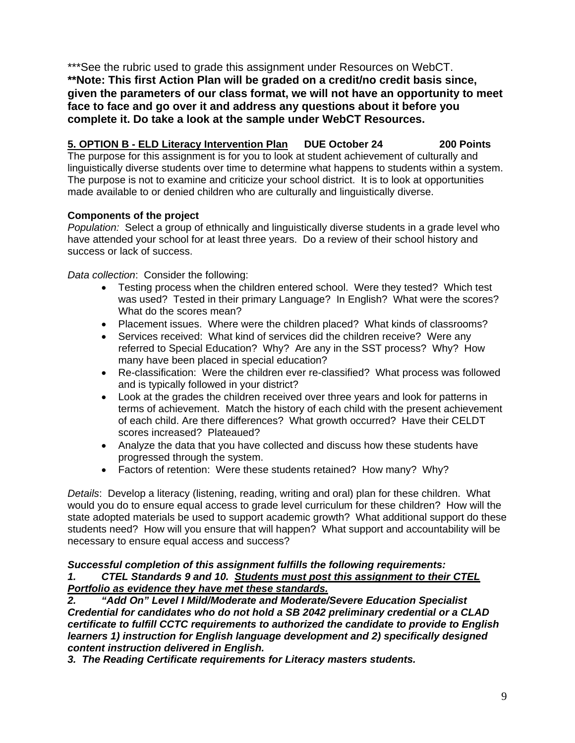***See the rubric used to grade this assignment under Resources on WebCT.
****Note: This first Action Plan will be graded on a credit/no credit basis since, given the parameters of our class format, we will not have an opportunity to meet face to face and go over it and address any questions about it before you complete it. Do take a look at the sample under WebCT Resources.**

**<u>5. OPTION B - ELD Literacy Intervention Plan</u> DUE October 24 200 Points**

The purpose for this assignment is for you to look at student achievement of culturally and linguistically diverse students over time to determine what happens to students within a system. The purpose is not to examine and criticize your school district. It is to look at opportunities made available to or denied children who are culturally and linguistically diverse.

**Components of the project**

*Population:* Select a group of ethnically and linguistically diverse students in a grade level who have attended your school for at least three years. Do a review of their school history and success or lack of success.

*Data collection*: Consider the following:

- Testing process when the children entered school. Were they tested? Which test was used? Tested in their primary Language? In English? What were the scores? What do the scores mean?
- Placement issues. Where were the children placed? What kinds of classrooms?
- Services received: What kind of services did the children receive? Were any referred to Special Education? Why? Are any in the SST process? Why? How many have been placed in special education?
- Re-classification: Were the children ever re-classified? What process was followed and is typically followed in your district?
- Look at the grades the children received over three years and look for patterns in terms of achievement. Match the history of each child with the present achievement of each child. Are there differences? What growth occurred? Have their CELDT scores increased? Plateaued?
- Analyze the data that you have collected and discuss how these students have progressed through the system.
- Factors of retention: Were these students retained? How many? Why?

*Details*: Develop a literacy (listening, reading, writing and oral) plan for these children. What would you do to ensure equal access to grade level curriculum for these children? How will the state adopted materials be used to support academic growth? What additional support do these students need? How will you ensure that will happen? What support and accountability will be necessary to ensure equal access and success?

***Successful completion of this assignment fulfills the following requirements:***

***1. CTEL Standards 9 and 10. <u>Students must post this assignment to their CTEL Portfolio as evidence they have met these standards.</u>***

***2. "Add On" Level I Mild/Moderate and Moderate/Severe Education Specialist Credential for candidates who do not hold a SB 2042 preliminary credential or a CLAD certificate to fulfill CCTC requirements to authorized the candidate to provide to English learners 1) instruction for English language development and 2) specifically designed content instruction delivered in English.***

***3. The Reading Certificate requirements for Literacy masters students.***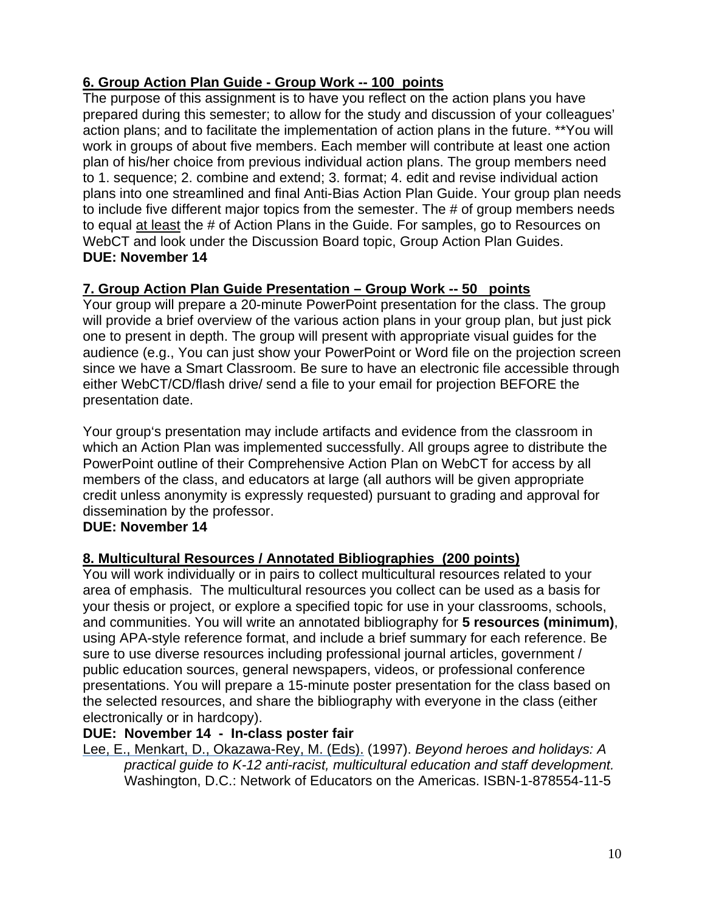### <u>6. Group Action Plan Guide - Group Work -- 100 points</u>

The purpose of this assignment is to have you reflect on the action plans you have prepared during this semester; to allow for the study and discussion of your colleagues' action plans; and to facilitate the implementation of action plans in the future. **You will work in groups of about five members. Each member will contribute at least one action plan of his/her choice from previous individual action plans. The group members need to 1. sequence; 2. combine and extend; 3. format; 4. edit and revise individual action plans into one streamlined and final Anti-Bias Action Plan Guide. Your group plan needs to include five different major topics from the semester. The # of group members needs to equal <u>at least</u> the # of Action Plans in the Guide. For samples, go to Resources on WebCT and look under the Discussion Board topic, Group Action Plan Guides.

**DUE: November 14**

### <u>7. Group Action Plan Guide Presentation – Group Work -- 50 points</u>

Your group will prepare a 20-minute PowerPoint presentation for the class. The group will provide a brief overview of the various action plans in your group plan, but just pick one to present in depth. The group will present with appropriate visual guides for the audience (e.g., You can just show your PowerPoint or Word file on the projection screen since we have a Smart Classroom. Be sure to have an electronic file accessible through either WebCT/CD/flash drive/ send a file to your email for projection BEFORE the presentation date.

Your group's presentation may include artifacts and evidence from the classroom in which an Action Plan was implemented successfully. All groups agree to distribute the PowerPoint outline of their Comprehensive Action Plan on WebCT for access by all members of the class, and educators at large (all authors will be given appropriate credit unless anonymity is expressly requested) pursuant to grading and approval for dissemination by the professor.

**DUE: November 14**

### <u>8. Multicultural Resources / Annotated Bibliographies (200 points)</u>

You will work individually or in pairs to collect multicultural resources related to your area of emphasis. The multicultural resources you collect can be used as a basis for your thesis or project, or explore a specified topic for use in your classrooms, schools, and communities. You will write an annotated bibliography for **5 resources (minimum)**, using APA-style reference format, and include a brief summary for each reference. Be sure to use diverse resources including professional journal articles, government / public education sources, general newspapers, videos, or professional conference presentations. You will prepare a 15-minute poster presentation for the class based on the selected resources, and share the bibliography with everyone in the class (either electronically or in hardcopy).

**DUE: November 14 - In-class poster fair**

Lee, E., Menkart, D., Okazawa-Rey, M. (Eds). (1997). *Beyond heroes and holidays: A practical guide to K-12 anti-racist, multicultural education and staff development.* Washington, D.C.: Network of Educators on the Americas. ISBN-1-878554-11-5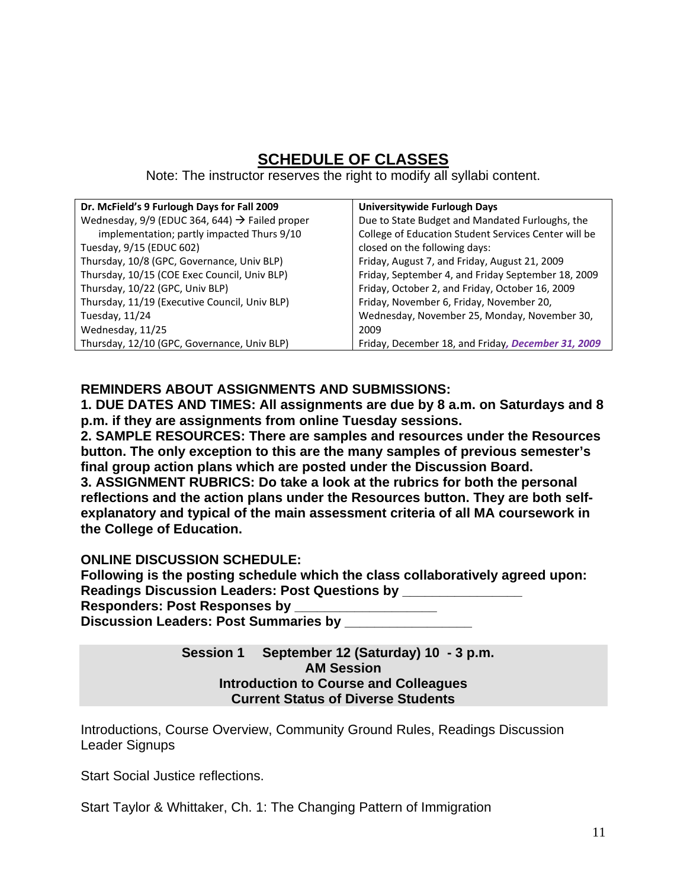# SCHEDULE OF CLASSES

Note: The instructor reserves the right to modify all syllabi content.

| **Dr. McField's 9 Furlough Days for Fall 2009** | **Universitywide Furlough Days** |
|---|---|
| Wednesday, 9/9 (EDUC 364, 644) → Failed proper implementation; partly impacted Thurs 9/10<br>Tuesday, 9/15 (EDUC 602)<br>Thursday, 10/8 (GPC, Governance, Univ BLP)<br>Thursday, 10/15 (COE Exec Council, Univ BLP)<br>Thursday, 10/22 (GPC, Univ BLP)<br>Thursday, 11/19 (Executive Council, Univ BLP)<br>Tuesday, 11/24<br>Wednesday, 11/25<br>Thursday, 12/10 (GPC, Governance, Univ BLP) | Due to State Budget and Mandated Furloughs, the College of Education Student Services Center will be closed on the following days:<br>Friday, August 7, and Friday, August 21, 2009<br>Friday, September 4, and Friday September 18, 2009<br>Friday, October 2, and Friday, October 16, 2009<br>Friday, November 6, Friday, November 20,<br>Wednesday, November 25, Monday, November 30, 2009<br>Friday, December 18, and Friday*, December 31, 2009* |

**REMINDERS ABOUT ASSIGNMENTS AND SUBMISSIONS:**

**1. DUE DATES AND TIMES: All assignments are due by 8 a.m. on Saturdays and 8 p.m. if they are assignments from online Tuesday sessions.**

**2. SAMPLE RESOURCES: There are samples and resources under the Resources button. The only exception to this are the many samples of previous semester's final group action plans which are posted under the Discussion Board.**

**3. ASSIGNMENT RUBRICS: Do take a look at the rubrics for both the personal reflections and the action plans under the Resources button. They are both self-explanatory and typical of the main assessment criteria of all MA coursework in the College of Education.**

**ONLINE DISCUSSION SCHEDULE:**

**Following is the posting schedule which the class collaboratively agreed upon:**

**Readings Discussion Leaders: Post Questions by ________________**

**Responders: Post Responses by ___________________**

**Discussion Leaders: Post Summaries by _________________**

**Session 1 September 12 (Saturday) 10 - 3 p.m.**
**AM Session**
**Introduction to Course and Colleagues**
**Current Status of Diverse Students**

Introductions, Course Overview, Community Ground Rules, Readings Discussion Leader Signups

Start Social Justice reflections.

Start Taylor & Whittaker, Ch. 1: The Changing Pattern of Immigration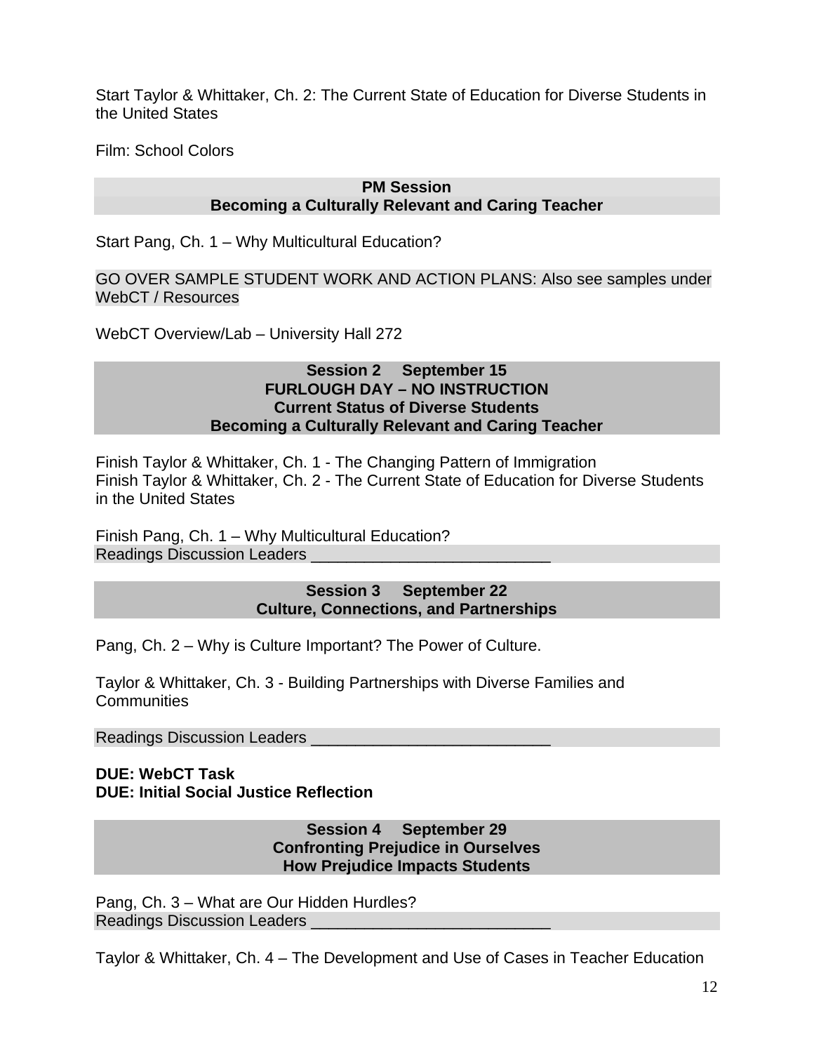Start Taylor & Whittaker, Ch. 2: The Current State of Education for Diverse Students in the United States

Film: School Colors

**PM Session**
**Becoming a Culturally Relevant and Caring Teacher**

Start Pang, Ch. 1 – Why Multicultural Education?

GO OVER SAMPLE STUDENT WORK AND ACTION PLANS: Also see samples under WebCT / Resources

WebCT Overview/Lab – University Hall 272

**Session 2 September 15**
**FURLOUGH DAY – NO INSTRUCTION**
**Current Status of Diverse Students**
**Becoming a Culturally Relevant and Caring Teacher**

Finish Taylor & Whittaker, Ch. 1 - The Changing Pattern of Immigration
Finish Taylor & Whittaker, Ch. 2 - The Current State of Education for Diverse Students in the United States

Finish Pang, Ch. 1 – Why Multicultural Education?
Readings Discussion Leaders ___________________________

**Session 3 September 22**
**Culture, Connections, and Partnerships**

Pang, Ch. 2 – Why is Culture Important? The Power of Culture.

Taylor & Whittaker, Ch. 3 - Building Partnerships with Diverse Families and Communities

Readings Discussion Leaders ___________________________

**DUE: WebCT Task**
**DUE: Initial Social Justice Reflection**

**Session 4 September 29**
**Confronting Prejudice in Ourselves**
**How Prejudice Impacts Students**

Pang, Ch. 3 – What are Our Hidden Hurdles?
Readings Discussion Leaders ___________________________

Taylor & Whittaker, Ch. 4 – The Development and Use of Cases in Teacher Education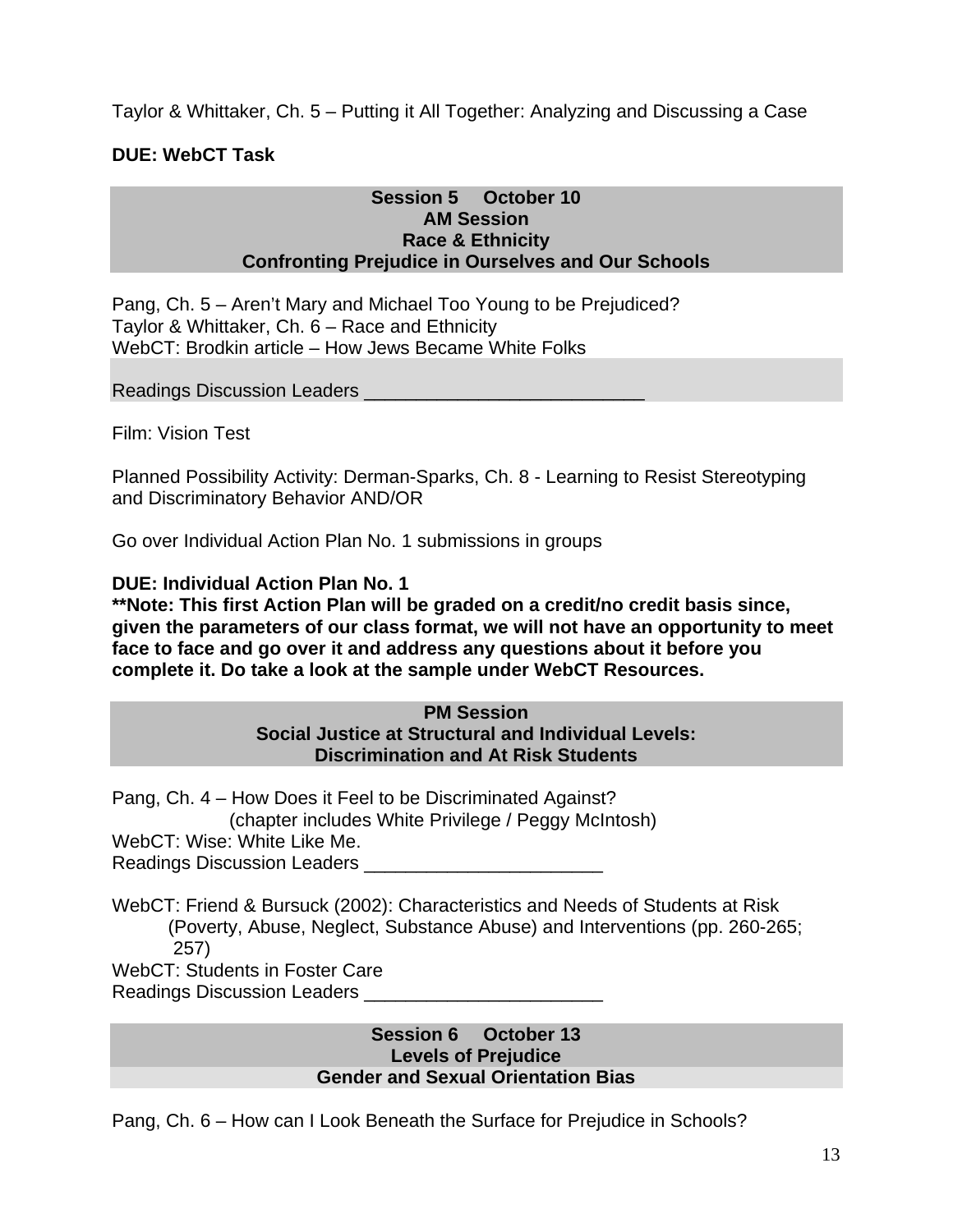Taylor & Whittaker, Ch. 5 – Putting it All Together: Analyzing and Discussing a Case

**DUE: WebCT Task**

### Session 5 October 10
### AM Session
### Race & Ethnicity
### Confronting Prejudice in Ourselves and Our Schools

Pang, Ch. 5 – Aren't Mary and Michael Too Young to be Prejudiced?
Taylor & Whittaker, Ch. 6 – Race and Ethnicity
WebCT: Brodkin article – How Jews Became White Folks

Readings Discussion Leaders ___________________________

Film: Vision Test

Planned Possibility Activity: Derman-Sparks, Ch. 8 - Learning to Resist Stereotyping and Discriminatory Behavior AND/OR

Go over Individual Action Plan No. 1 submissions in groups

**DUE: Individual Action Plan No. 1**
**\*\*Note: This first Action Plan will be graded on a credit/no credit basis since, given the parameters of our class format, we will not have an opportunity to meet face to face and go over it and address any questions about it before you complete it. Do take a look at the sample under WebCT Resources.**

### PM Session
### Social Justice at Structural and Individual Levels: Discrimination and At Risk Students

Pang, Ch. 4 – How Does it Feel to be Discriminated Against?
(chapter includes White Privilege / Peggy McIntosh)
WebCT: Wise: White Like Me.
Readings Discussion Leaders _______________________

WebCT: Friend & Bursuck (2002): Characteristics and Needs of Students at Risk (Poverty, Abuse, Neglect, Substance Abuse) and Interventions (pp. 260-265; 257)
WebCT: Students in Foster Care
Readings Discussion Leaders _______________________

### Session 6 October 13
### Levels of Prejudice
### Gender and Sexual Orientation Bias

Pang, Ch. 6 – How can I Look Beneath the Surface for Prejudice in Schools?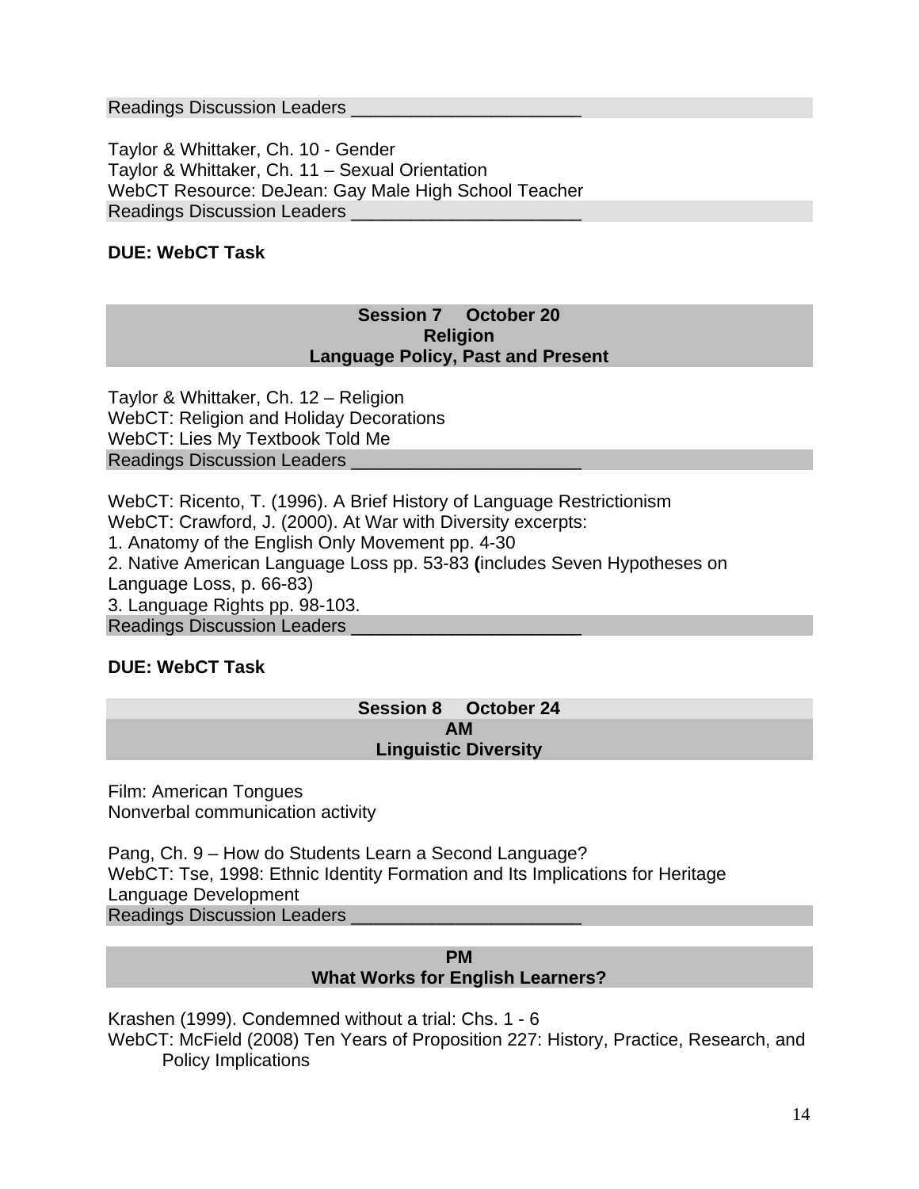Readings Discussion Leaders ______________________

Taylor & Whittaker, Ch. 10 - Gender
Taylor & Whittaker, Ch. 11 – Sexual Orientation
WebCT Resource: DeJean: Gay Male High School Teacher
Readings Discussion Leaders ______________________

**DUE: WebCT Task**

### Session 7 October 20
### Religion
### Language Policy, Past and Present

Taylor & Whittaker, Ch. 12 – Religion
WebCT: Religion and Holiday Decorations
WebCT: Lies My Textbook Told Me
Readings Discussion Leaders ______________________

WebCT: Ricento, T. (1996). A Brief History of Language Restrictionism
WebCT: Crawford, J. (2000). At War with Diversity excerpts:
1. Anatomy of the English Only Movement pp. 4-30
2. Native American Language Loss pp. 53-83 **(**includes Seven Hypotheses on Language Loss, p. 66-83)
3. Language Rights pp. 98-103.
Readings Discussion Leaders ______________________

**DUE: WebCT Task**

### Session 8 October 24
### AM
### Linguistic Diversity

Film: American Tongues
Nonverbal communication activity

Pang, Ch. 9 – How do Students Learn a Second Language?
WebCT: Tse, 1998: Ethnic Identity Formation and Its Implications for Heritage Language Development
Readings Discussion Leaders ______________________

### PM
### What Works for English Learners?

Krashen (1999). Condemned without a trial: Chs. 1 - 6
WebCT: McField (2008) Ten Years of Proposition 227: History, Practice, Research, and Policy Implications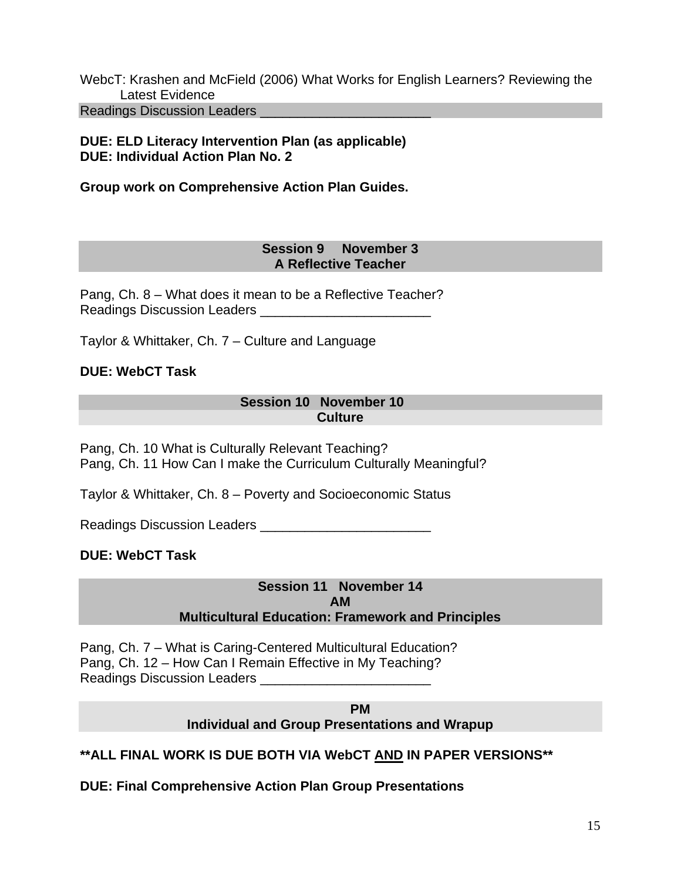WebcT: Krashen and McField (2006) What Works for English Learners? Reviewing the Latest Evidence

Readings Discussion Leaders _______________________

**DUE: ELD Literacy Intervention Plan (as applicable)**
**DUE: Individual Action Plan No. 2**

**Group work on Comprehensive Action Plan Guides.**

### Session 9 November 3
### A Reflective Teacher

Pang, Ch. 8 – What does it mean to be a Reflective Teacher?
Readings Discussion Leaders _______________________

Taylor & Whittaker, Ch. 7 – Culture and Language

**DUE: WebCT Task**

### Session 10 November 10
### Culture

Pang, Ch. 10 What is Culturally Relevant Teaching?
Pang, Ch. 11 How Can I make the Curriculum Culturally Meaningful?

Taylor & Whittaker, Ch. 8 – Poverty and Socioeconomic Status

Readings Discussion Leaders _______________________

**DUE: WebCT Task**

### Session 11 November 14
### AM
### Multicultural Education: Framework and Principles

Pang, Ch. 7 – What is Caring-Centered Multicultural Education?
Pang, Ch. 12 – How Can I Remain Effective in My Teaching?
Readings Discussion Leaders _______________________

### PM
### Individual and Group Presentations and Wrapup

**\*\*ALL FINAL WORK IS DUE BOTH VIA WebCT <u>AND</u> IN PAPER VERSIONS\*\***

**DUE: Final Comprehensive Action Plan Group Presentations**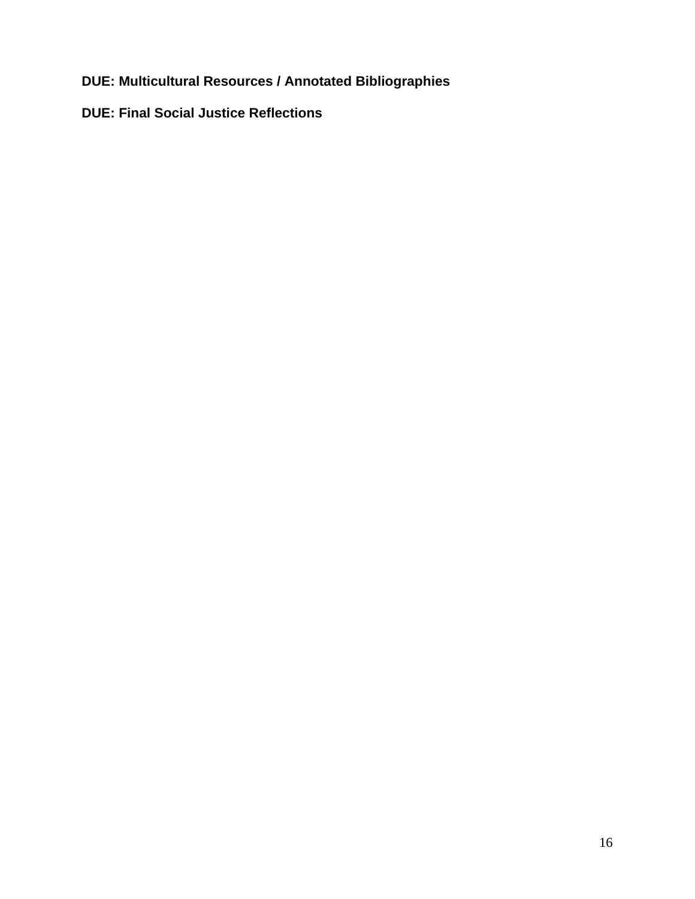**DUE: Multicultural Resources / Annotated Bibliographies**

**DUE: Final Social Justice Reflections**